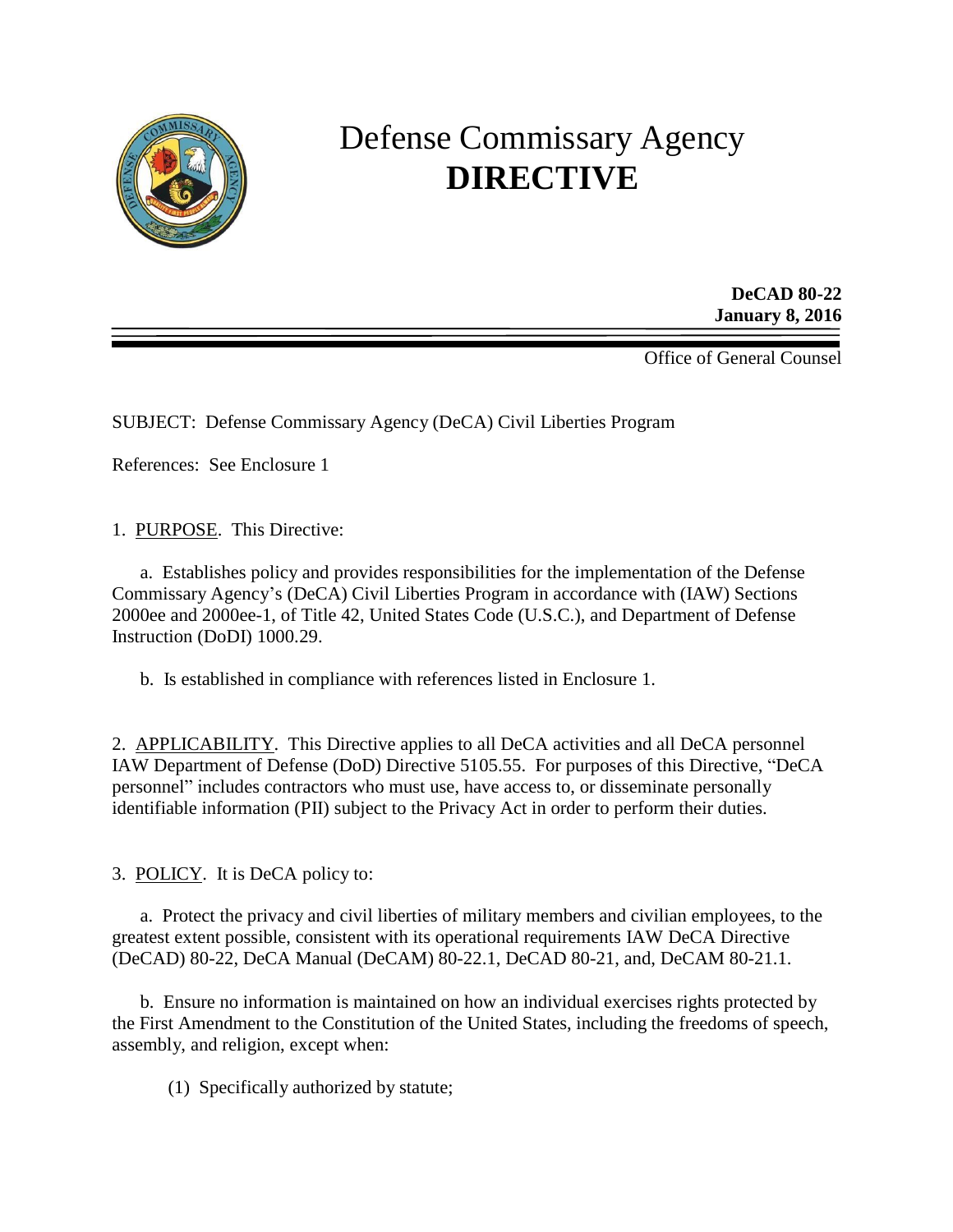# Defense Commissary Agency **DIRECTIVE**

**DeCAD 80-22**
**January 8, 2016**

Office of General Counsel

SUBJECT: Defense Commissary Agency (DeCA) Civil Liberties Program

References: See Enclosure 1

1. PURPOSE. This Directive:

   a. Establishes policy and provides responsibilities for the implementation of the Defense Commissary Agency's (DeCA) Civil Liberties Program in accordance with (IAW) Sections 2000ee and 2000ee-1, of Title 42, United States Code (U.S.C.), and Department of Defense Instruction (DoDI) 1000.29.

   b. Is established in compliance with references listed in Enclosure 1.

2. APPLICABILITY. This Directive applies to all DeCA activities and all DeCA personnel IAW Department of Defense (DoD) Directive 5105.55. For purposes of this Directive, "DeCA personnel" includes contractors who must use, have access to, or disseminate personally identifiable information (PII) subject to the Privacy Act in order to perform their duties.

3. POLICY. It is DeCA policy to:

   a. Protect the privacy and civil liberties of military members and civilian employees, to the greatest extent possible, consistent with its operational requirements IAW DeCA Directive (DeCAD) 80-22, DeCA Manual (DeCAM) 80-22.1, DeCAD 80-21, and, DeCAM 80-21.1.

   b. Ensure no information is maintained on how an individual exercises rights protected by the First Amendment to the Constitution of the United States, including the freedoms of speech, assembly, and religion, except when:

      (1) Specifically authorized by statute;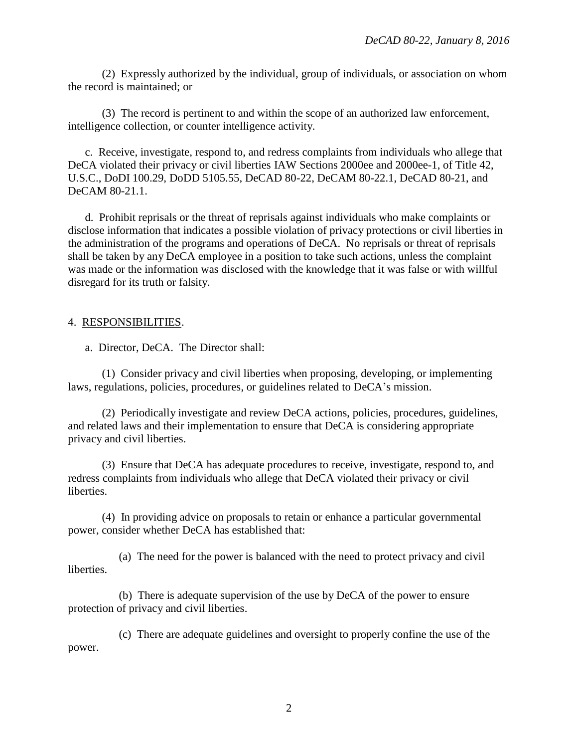(2) Expressly authorized by the individual, group of individuals, or association on whom the record is maintained; or

(3) The record is pertinent to and within the scope of an authorized law enforcement, intelligence collection, or counter intelligence activity.

c. Receive, investigate, respond to, and redress complaints from individuals who allege that DeCA violated their privacy or civil liberties IAW Sections 2000ee and 2000ee-1, of Title 42, U.S.C., DoDI 100.29, DoDD 5105.55, DeCAD 80-22, DeCAM 80-22.1, DeCAD 80-21, and DeCAM 80-21.1.

d. Prohibit reprisals or the threat of reprisals against individuals who make complaints or disclose information that indicates a possible violation of privacy protections or civil liberties in the administration of the programs and operations of DeCA. No reprisals or threat of reprisals shall be taken by any DeCA employee in a position to take such actions, unless the complaint was made or the information was disclosed with the knowledge that it was false or with willful disregard for its truth or falsity.

4. RESPONSIBILITIES.

a. Director, DeCA. The Director shall:

(1) Consider privacy and civil liberties when proposing, developing, or implementing laws, regulations, policies, procedures, or guidelines related to DeCA's mission.

(2) Periodically investigate and review DeCA actions, policies, procedures, guidelines, and related laws and their implementation to ensure that DeCA is considering appropriate privacy and civil liberties.

(3) Ensure that DeCA has adequate procedures to receive, investigate, respond to, and redress complaints from individuals who allege that DeCA violated their privacy or civil liberties.

(4) In providing advice on proposals to retain or enhance a particular governmental power, consider whether DeCA has established that:

(a) The need for the power is balanced with the need to protect privacy and civil liberties.

(b) There is adequate supervision of the use by DeCA of the power to ensure protection of privacy and civil liberties.

(c) There are adequate guidelines and oversight to properly confine the use of the power.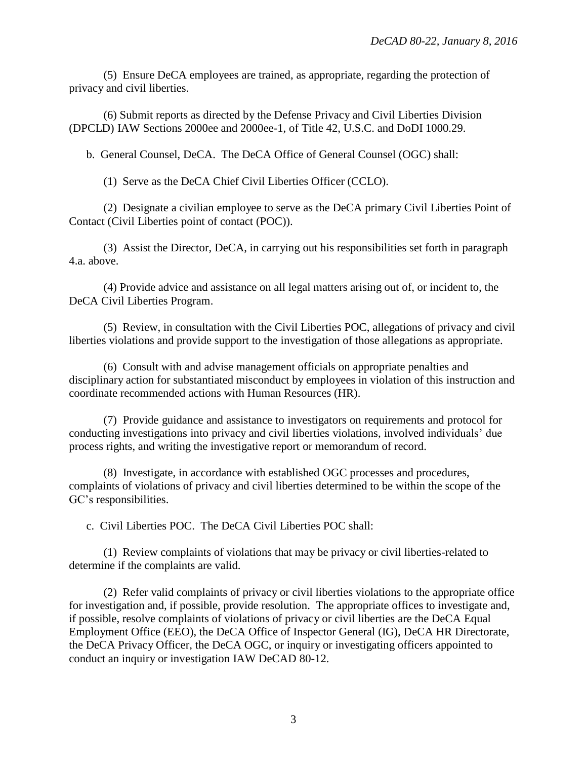(5) Ensure DeCA employees are trained, as appropriate, regarding the protection of privacy and civil liberties.

(6) Submit reports as directed by the Defense Privacy and Civil Liberties Division (DPCLD) IAW Sections 2000ee and 2000ee-1, of Title 42, U.S.C. and DoDI 1000.29.

b. General Counsel, DeCA. The DeCA Office of General Counsel (OGC) shall:

(1) Serve as the DeCA Chief Civil Liberties Officer (CCLO).

(2) Designate a civilian employee to serve as the DeCA primary Civil Liberties Point of Contact (Civil Liberties point of contact (POC)).

(3) Assist the Director, DeCA, in carrying out his responsibilities set forth in paragraph 4.a. above.

(4) Provide advice and assistance on all legal matters arising out of, or incident to, the DeCA Civil Liberties Program.

(5) Review, in consultation with the Civil Liberties POC, allegations of privacy and civil liberties violations and provide support to the investigation of those allegations as appropriate.

(6) Consult with and advise management officials on appropriate penalties and disciplinary action for substantiated misconduct by employees in violation of this instruction and coordinate recommended actions with Human Resources (HR).

(7) Provide guidance and assistance to investigators on requirements and protocol for conducting investigations into privacy and civil liberties violations, involved individuals' due process rights, and writing the investigative report or memorandum of record.

(8) Investigate, in accordance with established OGC processes and procedures, complaints of violations of privacy and civil liberties determined to be within the scope of the GC's responsibilities.

c. Civil Liberties POC. The DeCA Civil Liberties POC shall:

(1) Review complaints of violations that may be privacy or civil liberties-related to determine if the complaints are valid.

(2) Refer valid complaints of privacy or civil liberties violations to the appropriate office for investigation and, if possible, provide resolution. The appropriate offices to investigate and, if possible, resolve complaints of violations of privacy or civil liberties are the DeCA Equal Employment Office (EEO), the DeCA Office of Inspector General (IG), DeCA HR Directorate, the DeCA Privacy Officer, the DeCA OGC, or inquiry or investigating officers appointed to conduct an inquiry or investigation IAW DeCAD 80-12.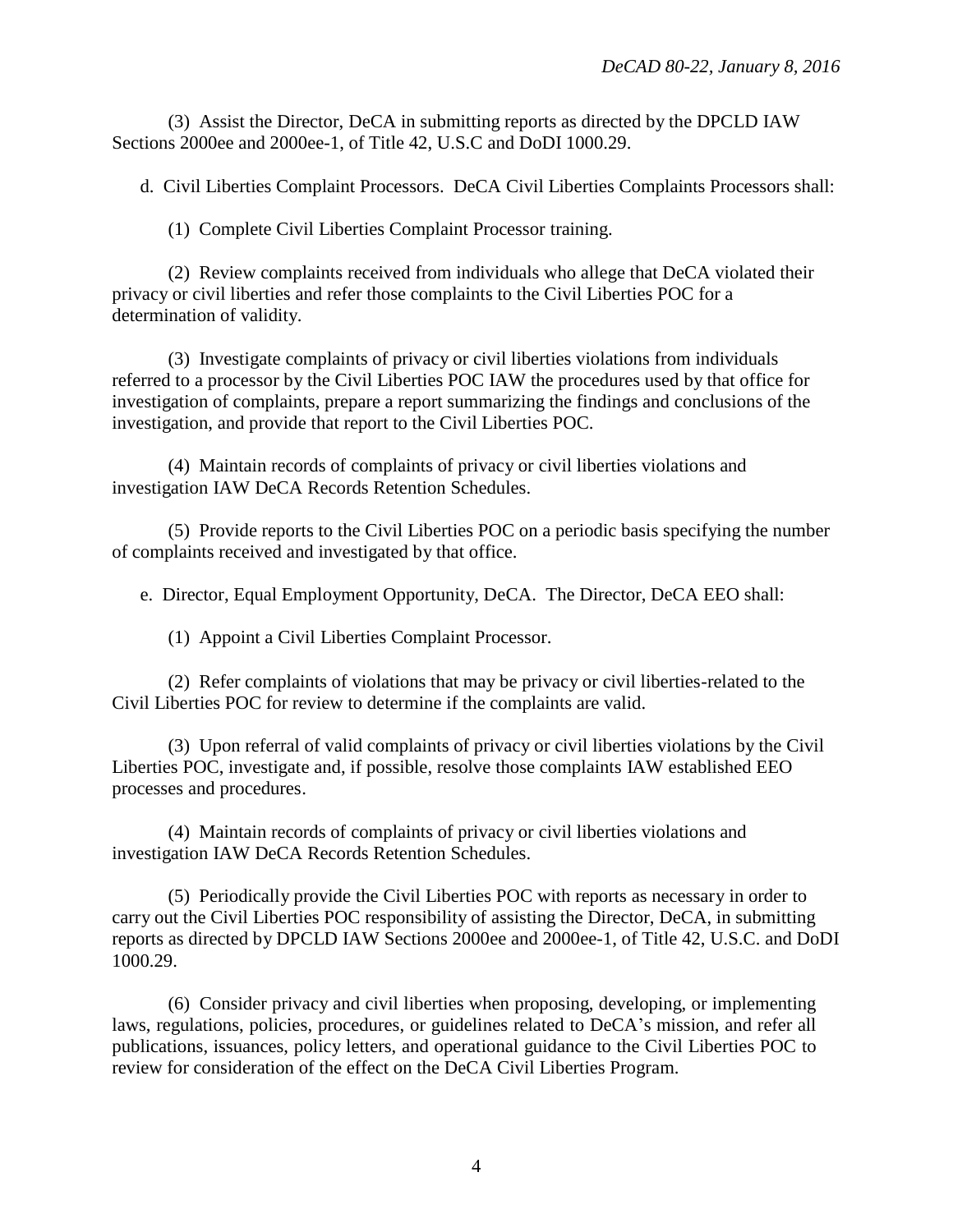(3) Assist the Director, DeCA in submitting reports as directed by the DPCLD IAW Sections 2000ee and 2000ee-1, of Title 42, U.S.C and DoDI 1000.29.

d. Civil Liberties Complaint Processors. DeCA Civil Liberties Complaints Processors shall:

(1) Complete Civil Liberties Complaint Processor training.

(2) Review complaints received from individuals who allege that DeCA violated their privacy or civil liberties and refer those complaints to the Civil Liberties POC for a determination of validity.

(3) Investigate complaints of privacy or civil liberties violations from individuals referred to a processor by the Civil Liberties POC IAW the procedures used by that office for investigation of complaints, prepare a report summarizing the findings and conclusions of the investigation, and provide that report to the Civil Liberties POC.

(4) Maintain records of complaints of privacy or civil liberties violations and investigation IAW DeCA Records Retention Schedules.

(5) Provide reports to the Civil Liberties POC on a periodic basis specifying the number of complaints received and investigated by that office.

e. Director, Equal Employment Opportunity, DeCA. The Director, DeCA EEO shall:

(1) Appoint a Civil Liberties Complaint Processor.

(2) Refer complaints of violations that may be privacy or civil liberties-related to the Civil Liberties POC for review to determine if the complaints are valid.

(3) Upon referral of valid complaints of privacy or civil liberties violations by the Civil Liberties POC, investigate and, if possible, resolve those complaints IAW established EEO processes and procedures.

(4) Maintain records of complaints of privacy or civil liberties violations and investigation IAW DeCA Records Retention Schedules.

(5) Periodically provide the Civil Liberties POC with reports as necessary in order to carry out the Civil Liberties POC responsibility of assisting the Director, DeCA, in submitting reports as directed by DPCLD IAW Sections 2000ee and 2000ee-1, of Title 42, U.S.C. and DoDI 1000.29.

(6) Consider privacy and civil liberties when proposing, developing, or implementing laws, regulations, policies, procedures, or guidelines related to DeCA's mission, and refer all publications, issuances, policy letters, and operational guidance to the Civil Liberties POC to review for consideration of the effect on the DeCA Civil Liberties Program.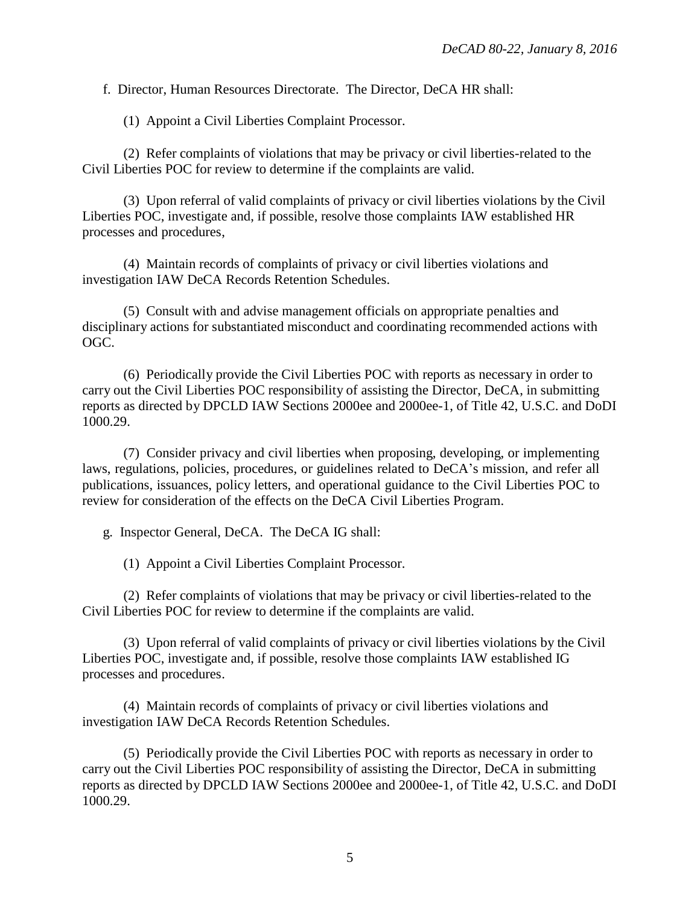f. Director, Human Resources Directorate. The Director, DeCA HR shall:

(1) Appoint a Civil Liberties Complaint Processor.

(2) Refer complaints of violations that may be privacy or civil liberties-related to the Civil Liberties POC for review to determine if the complaints are valid.

(3) Upon referral of valid complaints of privacy or civil liberties violations by the Civil Liberties POC, investigate and, if possible, resolve those complaints IAW established HR processes and procedures,

(4) Maintain records of complaints of privacy or civil liberties violations and investigation IAW DeCA Records Retention Schedules.

(5) Consult with and advise management officials on appropriate penalties and disciplinary actions for substantiated misconduct and coordinating recommended actions with OGC.

(6) Periodically provide the Civil Liberties POC with reports as necessary in order to carry out the Civil Liberties POC responsibility of assisting the Director, DeCA, in submitting reports as directed by DPCLD IAW Sections 2000ee and 2000ee-1, of Title 42, U.S.C. and DoDI 1000.29.

(7) Consider privacy and civil liberties when proposing, developing, or implementing laws, regulations, policies, procedures, or guidelines related to DeCA's mission, and refer all publications, issuances, policy letters, and operational guidance to the Civil Liberties POC to review for consideration of the effects on the DeCA Civil Liberties Program.

g. Inspector General, DeCA. The DeCA IG shall:

(1) Appoint a Civil Liberties Complaint Processor.

(2) Refer complaints of violations that may be privacy or civil liberties-related to the Civil Liberties POC for review to determine if the complaints are valid.

(3) Upon referral of valid complaints of privacy or civil liberties violations by the Civil Liberties POC, investigate and, if possible, resolve those complaints IAW established IG processes and procedures.

(4) Maintain records of complaints of privacy or civil liberties violations and investigation IAW DeCA Records Retention Schedules.

(5) Periodically provide the Civil Liberties POC with reports as necessary in order to carry out the Civil Liberties POC responsibility of assisting the Director, DeCA in submitting reports as directed by DPCLD IAW Sections 2000ee and 2000ee-1, of Title 42, U.S.C. and DoDI 1000.29.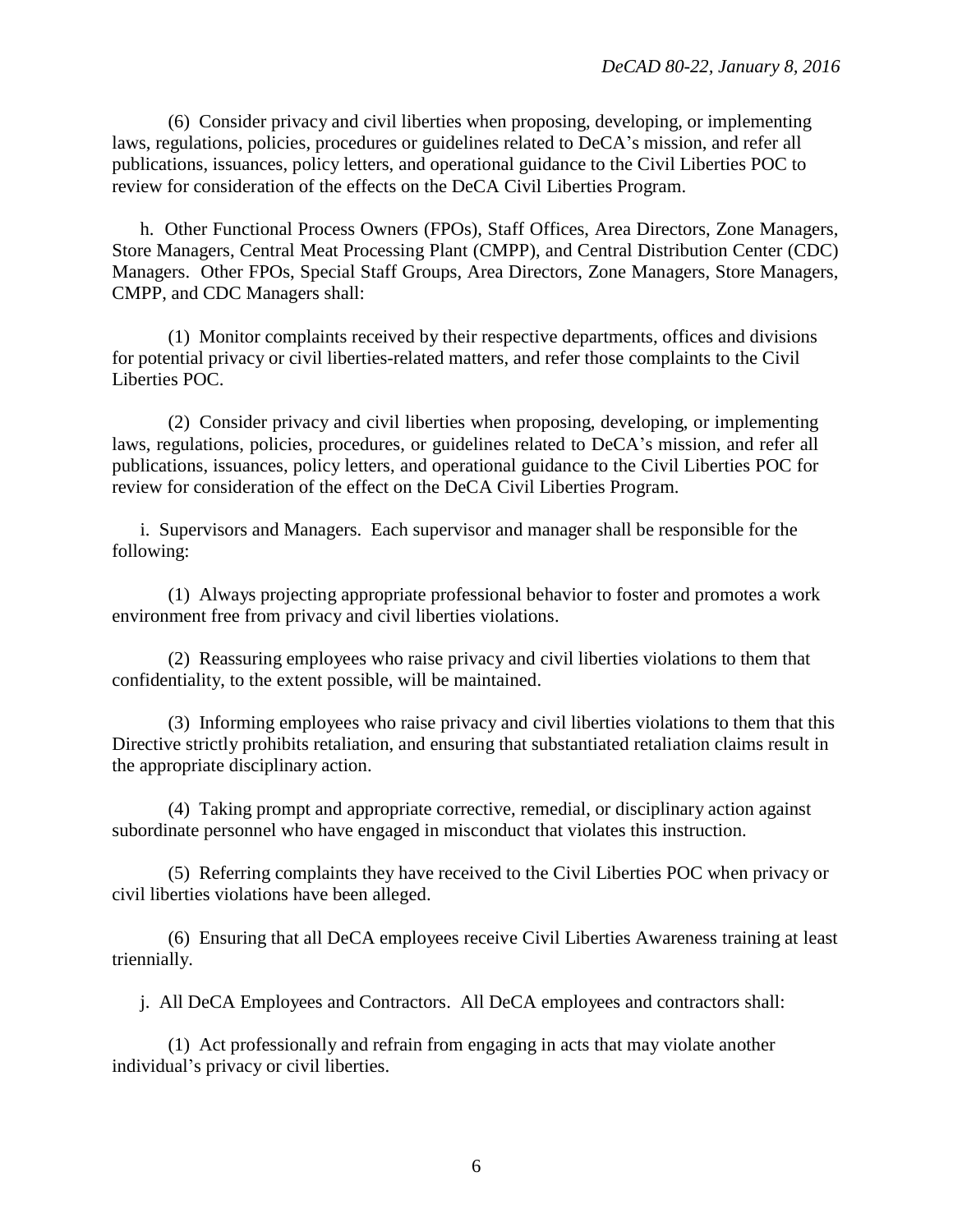(6) Consider privacy and civil liberties when proposing, developing, or implementing laws, regulations, policies, procedures or guidelines related to DeCA's mission, and refer all publications, issuances, policy letters, and operational guidance to the Civil Liberties POC to review for consideration of the effects on the DeCA Civil Liberties Program.

h. Other Functional Process Owners (FPOs), Staff Offices, Area Directors, Zone Managers, Store Managers, Central Meat Processing Plant (CMPP), and Central Distribution Center (CDC) Managers. Other FPOs, Special Staff Groups, Area Directors, Zone Managers, Store Managers, CMPP, and CDC Managers shall:

(1) Monitor complaints received by their respective departments, offices and divisions for potential privacy or civil liberties-related matters, and refer those complaints to the Civil Liberties POC.

(2) Consider privacy and civil liberties when proposing, developing, or implementing laws, regulations, policies, procedures, or guidelines related to DeCA's mission, and refer all publications, issuances, policy letters, and operational guidance to the Civil Liberties POC for review for consideration of the effect on the DeCA Civil Liberties Program.

i. Supervisors and Managers. Each supervisor and manager shall be responsible for the following:

(1) Always projecting appropriate professional behavior to foster and promotes a work environment free from privacy and civil liberties violations.

(2) Reassuring employees who raise privacy and civil liberties violations to them that confidentiality, to the extent possible, will be maintained.

(3) Informing employees who raise privacy and civil liberties violations to them that this Directive strictly prohibits retaliation, and ensuring that substantiated retaliation claims result in the appropriate disciplinary action.

(4) Taking prompt and appropriate corrective, remedial, or disciplinary action against subordinate personnel who have engaged in misconduct that violates this instruction.

(5) Referring complaints they have received to the Civil Liberties POC when privacy or civil liberties violations have been alleged.

(6) Ensuring that all DeCA employees receive Civil Liberties Awareness training at least triennially.

j. All DeCA Employees and Contractors. All DeCA employees and contractors shall:

(1) Act professionally and refrain from engaging in acts that may violate another individual's privacy or civil liberties.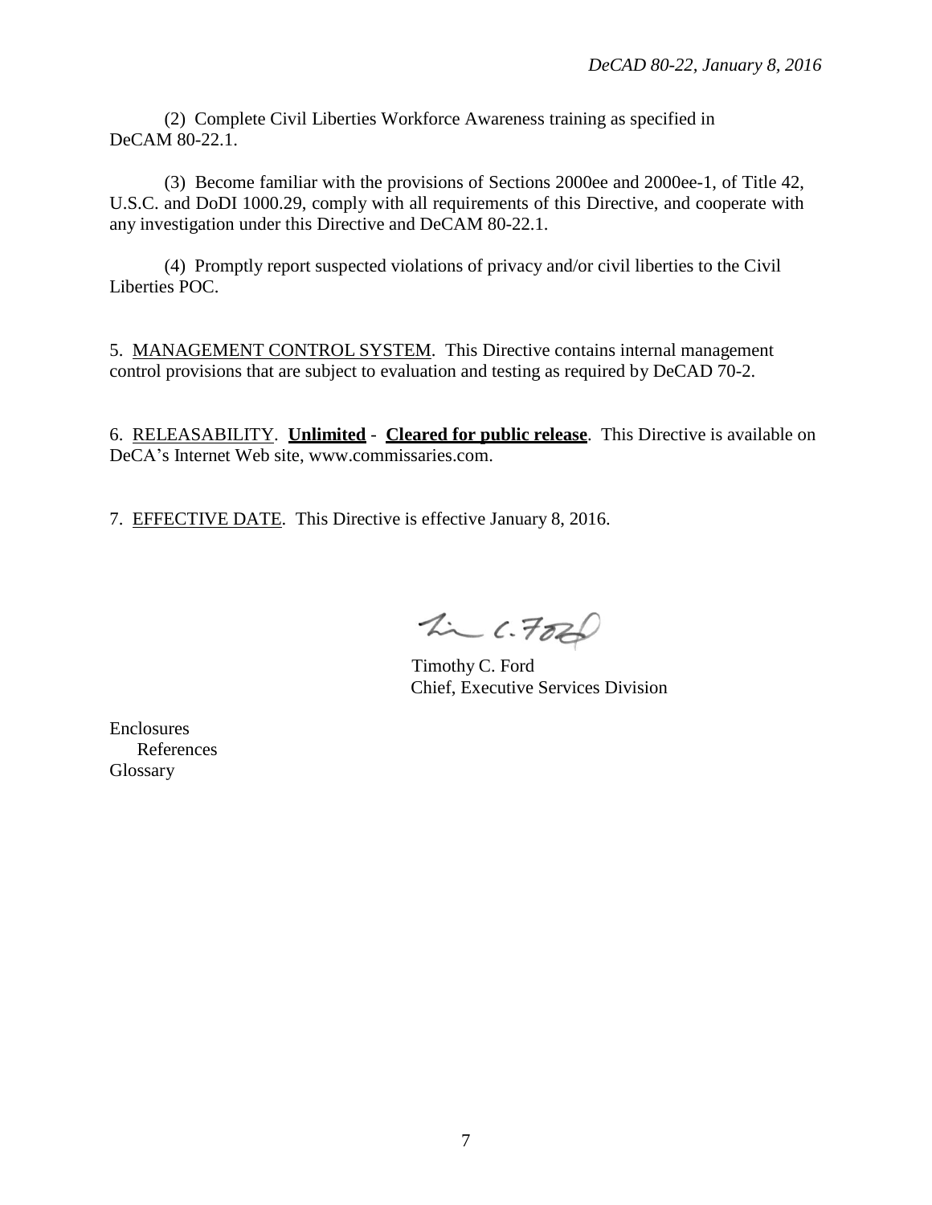(2) Complete Civil Liberties Workforce Awareness training as specified in DeCAM 80-22.1.

(3) Become familiar with the provisions of Sections 2000ee and 2000ee-1, of Title 42, U.S.C. and DoDI 1000.29, comply with all requirements of this Directive, and cooperate with any investigation under this Directive and DeCAM 80-22.1.

(4) Promptly report suspected violations of privacy and/or civil liberties to the Civil Liberties POC.

5. MANAGEMENT CONTROL SYSTEM. This Directive contains internal management control provisions that are subject to evaluation and testing as required by DeCAD 70-2.

6. RELEASABILITY. **Unlimited** - **Cleared for public release**. This Directive is available on DeCA's Internet Web site, www.commissaries.com.

7. EFFECTIVE DATE. This Directive is effective January 8, 2016.

Timothy C. Ford
Chief, Executive Services Division

Enclosures
References
Glossary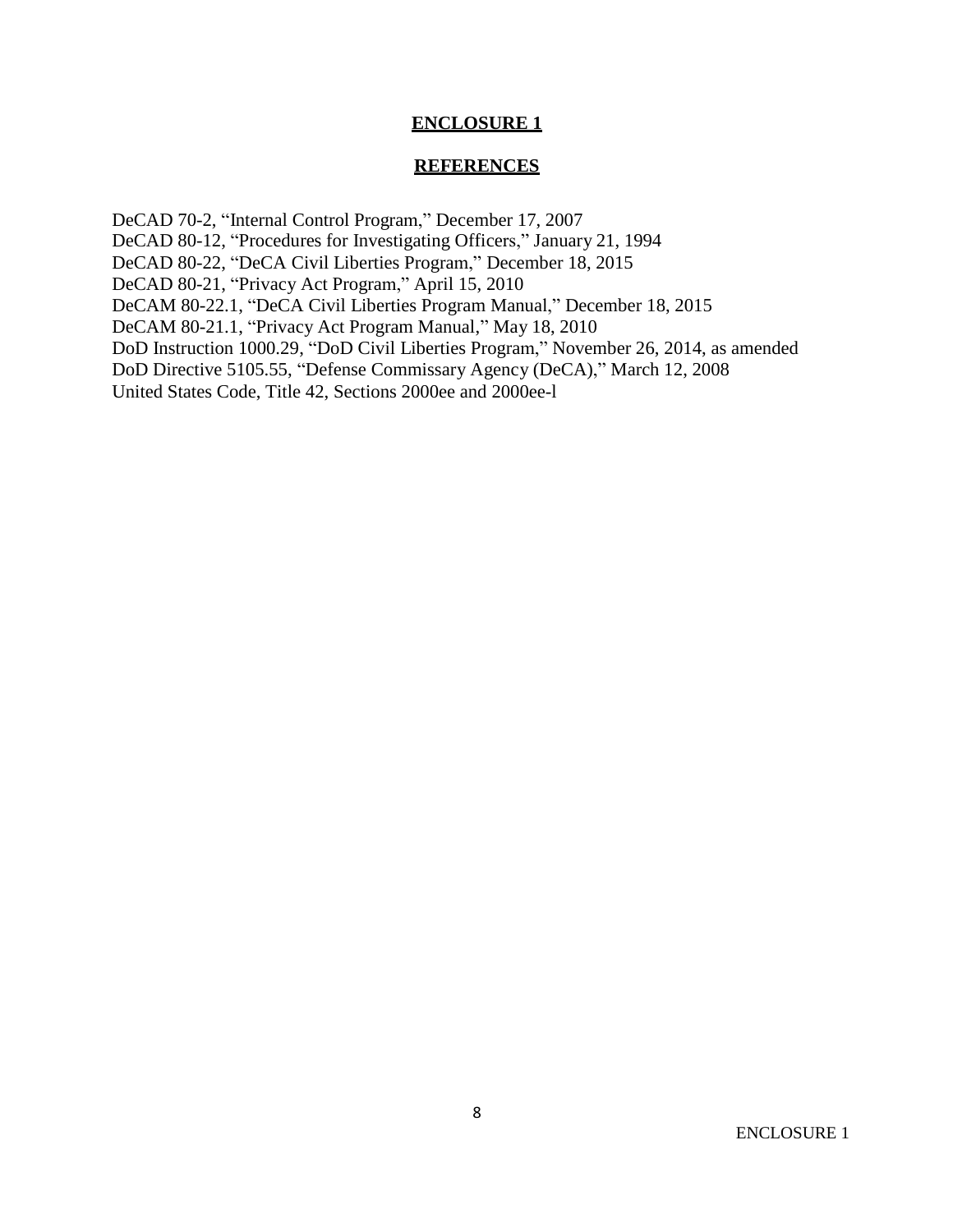## ENCLOSURE 1

## REFERENCES

DeCAD 70-2, “Internal Control Program,” December 17, 2007
DeCAD 80-12, “Procedures for Investigating Officers,” January 21, 1994
DeCAD 80-22, “DeCA Civil Liberties Program,” December 18, 2015
DeCAD 80-21, “Privacy Act Program,” April 15, 2010
DeCAM 80-22.1, “DeCA Civil Liberties Program Manual,” December 18, 2015
DeCAM 80-21.1, “Privacy Act Program Manual,” May 18, 2010
DoD Instruction 1000.29, “DoD Civil Liberties Program,” November 26, 2014, as amended
DoD Directive 5105.55, “Defense Commissary Agency (DeCA),” March 12, 2008
United States Code, Title 42, Sections 2000ee and 2000ee-l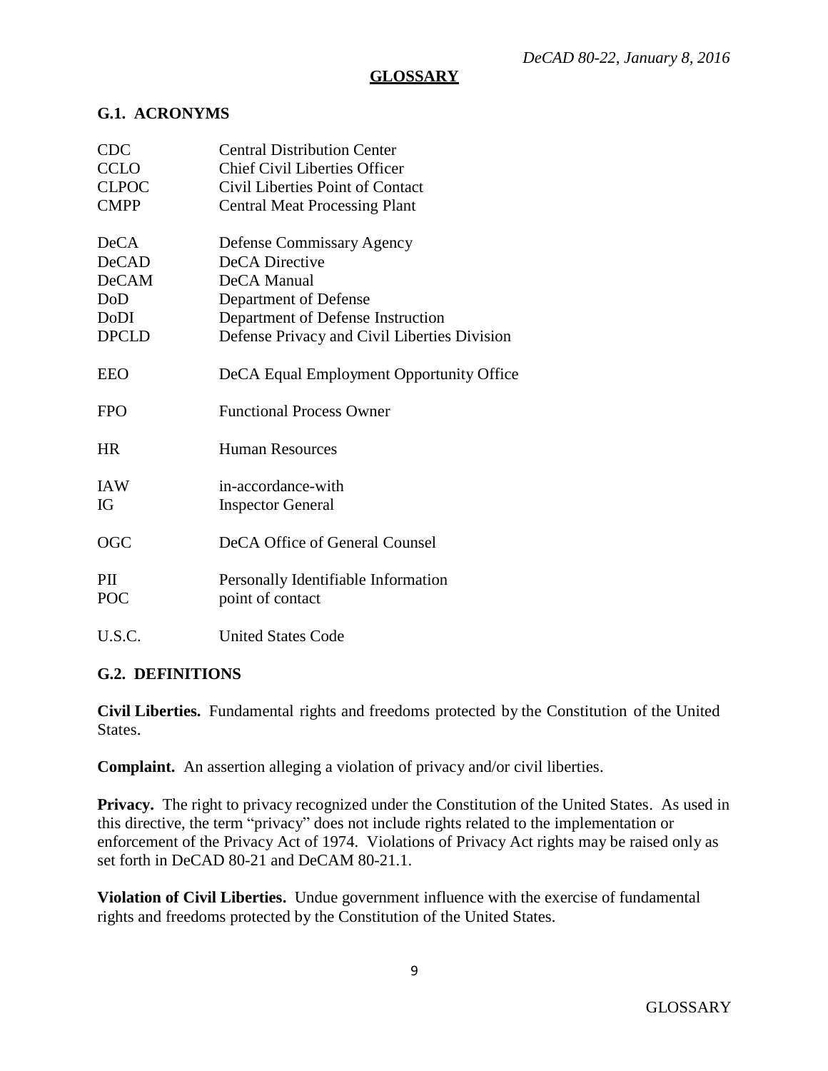## GLOSSARY

### G.1. ACRONYMS

| | |
|---|---|
| CDC | Central Distribution Center |
| CCLO | Chief Civil Liberties Officer |
| CLPOC | Civil Liberties Point of Contact |
| CMPP | Central Meat Processing Plant |
| DeCA | Defense Commissary Agency |
| DeCAD | DeCA Directive |
| DeCAM | DeCA Manual |
| DoD | Department of Defense |
| DoDI | Department of Defense Instruction |
| DPCLD | Defense Privacy and Civil Liberties Division |
| EEO | DeCA Equal Employment Opportunity Office |
| FPO | Functional Process Owner |
| HR | Human Resources |
| IAW | in-accordance-with |
| IG | Inspector General |
| OGC | DeCA Office of General Counsel |
| PII | Personally Identifiable Information |
| POC | point of contact |
| U.S.C. | United States Code |

### G.2. DEFINITIONS

**Civil Liberties.** Fundamental rights and freedoms protected by the Constitution of the United States.

**Complaint.** An assertion alleging a violation of privacy and/or civil liberties.

**Privacy.** The right to privacy recognized under the Constitution of the United States. As used in this directive, the term "privacy" does not include rights related to the implementation or enforcement of the Privacy Act of 1974. Violations of Privacy Act rights may be raised only as set forth in DeCAD 80-21 and DeCAM 80-21.1.

**Violation of Civil Liberties.** Undue government influence with the exercise of fundamental rights and freedoms protected by the Constitution of the United States.